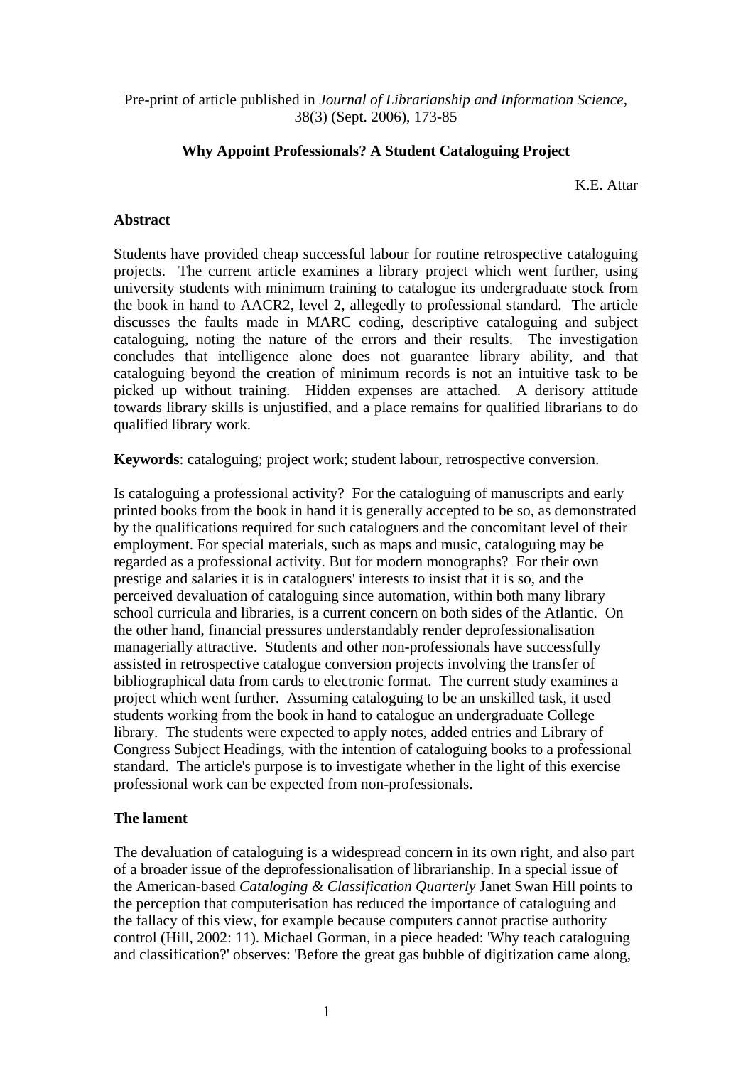Pre-print of article published in *Journal of Librarianship and Information Science*, 38(3) (Sept. 2006), 173-85

# Why Appoint Professionals? A Student Cataloguing Project

K.E. Attar

## Abstract

Students have provided cheap successful labour for routine retrospective cataloguing projects. The current article examines a library project which went further, using university students with minimum training to catalogue its undergraduate stock from the book in hand to AACR2, level 2, allegedly to professional standard. The article discusses the faults made in MARC coding, descriptive cataloguing and subject cataloguing, noting the nature of the errors and their results. The investigation concludes that intelligence alone does not guarantee library ability, and that cataloguing beyond the creation of minimum records is not an intuitive task to be picked up without training. Hidden expenses are attached. A derisory attitude towards library skills is unjustified, and a place remains for qualified librarians to do qualified library work.

**Keywords**: cataloguing; project work; student labour, retrospective conversion.

Is cataloguing a professional activity? For the cataloguing of manuscripts and early printed books from the book in hand it is generally accepted to be so, as demonstrated by the qualifications required for such cataloguers and the concomitant level of their employment. For special materials, such as maps and music, cataloguing may be regarded as a professional activity. But for modern monographs? For their own prestige and salaries it is in cataloguers' interests to insist that it is so, and the perceived devaluation of cataloguing since automation, within both many library school curricula and libraries, is a current concern on both sides of the Atlantic. On the other hand, financial pressures understandably render deprofessionalisation managerially attractive. Students and other non-professionals have successfully assisted in retrospective catalogue conversion projects involving the transfer of bibliographical data from cards to electronic format. The current study examines a project which went further. Assuming cataloguing to be an unskilled task, it used students working from the book in hand to catalogue an undergraduate College library. The students were expected to apply notes, added entries and Library of Congress Subject Headings, with the intention of cataloguing books to a professional standard. The article's purpose is to investigate whether in the light of this exercise professional work can be expected from non-professionals.

## The lament

The devaluation of cataloguing is a widespread concern in its own right, and also part of a broader issue of the deprofessionalisation of librarianship. In a special issue of the American-based *Cataloging & Classification Quarterly* Janet Swan Hill points to the perception that computerisation has reduced the importance of cataloguing and the fallacy of this view, for example because computers cannot practise authority control (Hill, 2002: 11). Michael Gorman, in a piece headed: 'Why teach cataloguing and classification?' observes: 'Before the great gas bubble of digitization came along,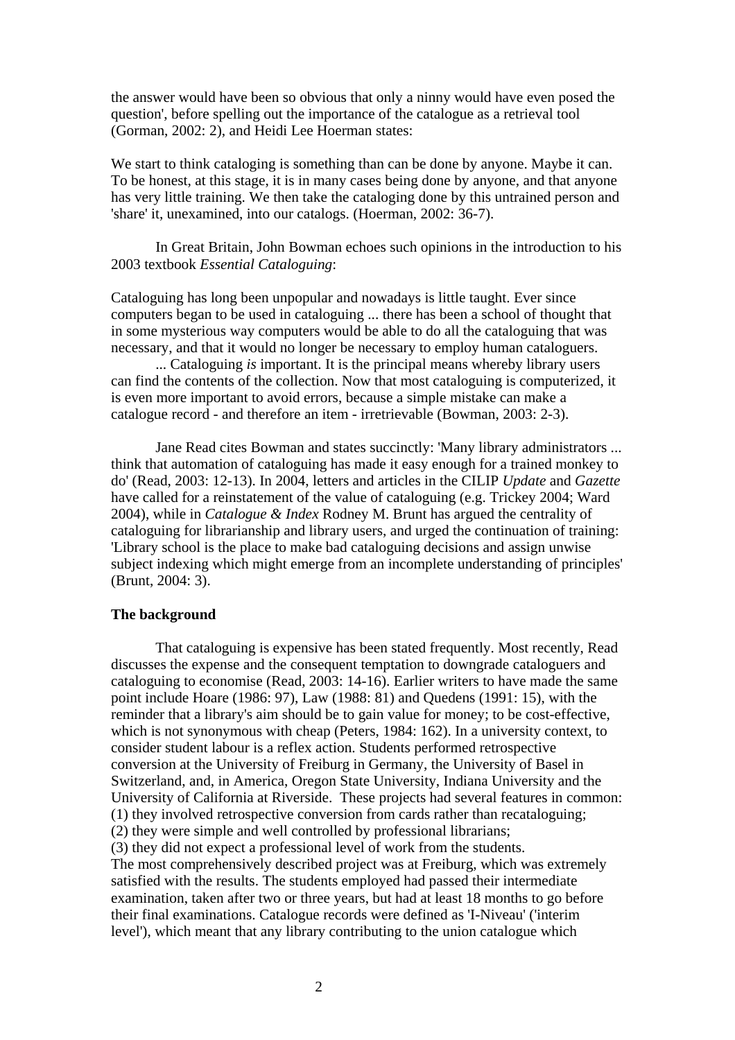the answer would have been so obvious that only a ninny would have even posed the question', before spelling out the importance of the catalogue as a retrieval tool (Gorman, 2002: 2), and Heidi Lee Hoerman states:

We start to think cataloging is something than can be done by anyone. Maybe it can. To be honest, at this stage, it is in many cases being done by anyone, and that anyone has very little training. We then take the cataloging done by this untrained person and 'share' it, unexamined, into our catalogs. (Hoerman, 2002: 36-7).

In Great Britain, John Bowman echoes such opinions in the introduction to his 2003 textbook *Essential Cataloguing*:

Cataloguing has long been unpopular and nowadays is little taught. Ever since computers began to be used in cataloguing ... there has been a school of thought that in some mysterious way computers would be able to do all the cataloguing that was necessary, and that it would no longer be necessary to employ human cataloguers.

... Cataloguing *is* important. It is the principal means whereby library users can find the contents of the collection. Now that most cataloguing is computerized, it is even more important to avoid errors, because a simple mistake can make a catalogue record - and therefore an item - irretrievable (Bowman, 2003: 2-3).

Jane Read cites Bowman and states succinctly: 'Many library administrators ... think that automation of cataloguing has made it easy enough for a trained monkey to do' (Read, 2003: 12-13). In 2004, letters and articles in the CILIP *Update* and *Gazette* have called for a reinstatement of the value of cataloguing (e.g. Trickey 2004; Ward 2004), while in *Catalogue & Index* Rodney M. Brunt has argued the centrality of cataloguing for librarianship and library users, and urged the continuation of training: 'Library school is the place to make bad cataloguing decisions and assign unwise subject indexing which might emerge from an incomplete understanding of principles' (Brunt, 2004: 3).

**The background**

That cataloguing is expensive has been stated frequently. Most recently, Read discusses the expense and the consequent temptation to downgrade cataloguers and cataloguing to economise (Read, 2003: 14-16). Earlier writers to have made the same point include Hoare (1986: 97), Law (1988: 81) and Quedens (1991: 15), with the reminder that a library's aim should be to gain value for money; to be cost-effective, which is not synonymous with cheap (Peters, 1984: 162). In a university context, to consider student labour is a reflex action. Students performed retrospective conversion at the University of Freiburg in Germany, the University of Basel in Switzerland, and, in America, Oregon State University, Indiana University and the University of California at Riverside. These projects had several features in common:
(1) they involved retrospective conversion from cards rather than recataloguing;
(2) they were simple and well controlled by professional librarians;
(3) they did not expect a professional level of work from the students.
The most comprehensively described project was at Freiburg, which was extremely satisfied with the results. The students employed had passed their intermediate examination, taken after two or three years, but had at least 18 months to go before their final examinations. Catalogue records were defined as 'I-Niveau' ('interim level'), which meant that any library contributing to the union catalogue which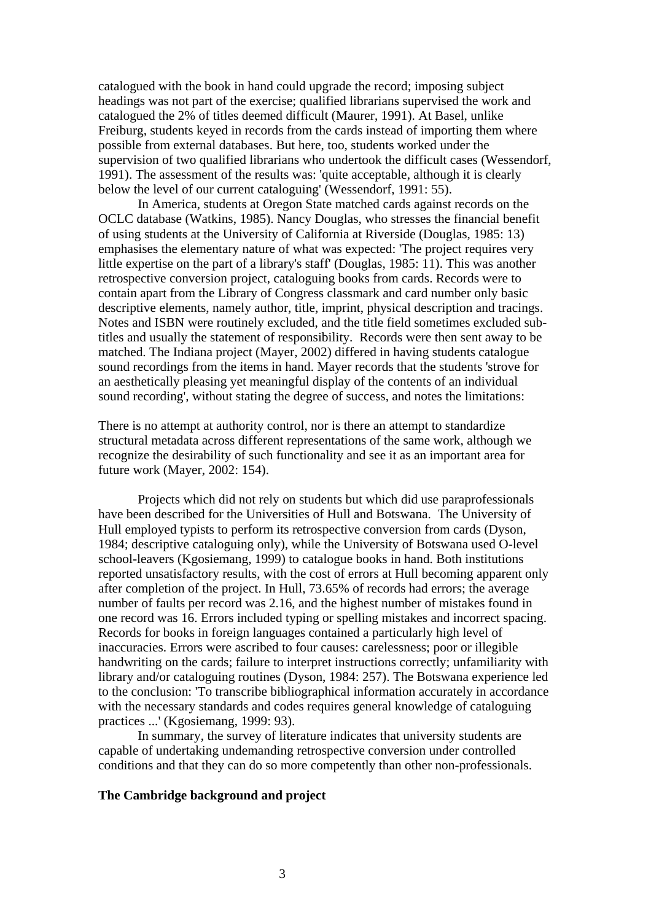catalogued with the book in hand could upgrade the record; imposing subject headings was not part of the exercise; qualified librarians supervised the work and catalogued the 2% of titles deemed difficult (Maurer, 1991). At Basel, unlike Freiburg, students keyed in records from the cards instead of importing them where possible from external databases. But here, too, students worked under the supervision of two qualified librarians who undertook the difficult cases (Wessendorf, 1991). The assessment of the results was: 'quite acceptable, although it is clearly below the level of our current cataloguing' (Wessendorf, 1991: 55).

In America, students at Oregon State matched cards against records on the OCLC database (Watkins, 1985). Nancy Douglas, who stresses the financial benefit of using students at the University of California at Riverside (Douglas, 1985: 13) emphasises the elementary nature of what was expected: 'The project requires very little expertise on the part of a library's staff' (Douglas, 1985: 11). This was another retrospective conversion project, cataloguing books from cards. Records were to contain apart from the Library of Congress classmark and card number only basic descriptive elements, namely author, title, imprint, physical description and tracings. Notes and ISBN were routinely excluded, and the title field sometimes excluded sub-titles and usually the statement of responsibility. Records were then sent away to be matched. The Indiana project (Mayer, 2002) differed in having students catalogue sound recordings from the items in hand. Mayer records that the students 'strove for an aesthetically pleasing yet meaningful display of the contents of an individual sound recording', without stating the degree of success, and notes the limitations:

There is no attempt at authority control, nor is there an attempt to standardize structural metadata across different representations of the same work, although we recognize the desirability of such functionality and see it as an important area for future work (Mayer, 2002: 154).

Projects which did not rely on students but which did use paraprofessionals have been described for the Universities of Hull and Botswana. The University of Hull employed typists to perform its retrospective conversion from cards (Dyson, 1984; descriptive cataloguing only), while the University of Botswana used O-level school-leavers (Kgosiemang, 1999) to catalogue books in hand. Both institutions reported unsatisfactory results, with the cost of errors at Hull becoming apparent only after completion of the project. In Hull, 73.65% of records had errors; the average number of faults per record was 2.16, and the highest number of mistakes found in one record was 16. Errors included typing or spelling mistakes and incorrect spacing. Records for books in foreign languages contained a particularly high level of inaccuracies. Errors were ascribed to four causes: carelessness; poor or illegible handwriting on the cards; failure to interpret instructions correctly; unfamiliarity with library and/or cataloguing routines (Dyson, 1984: 257). The Botswana experience led to the conclusion: 'To transcribe bibliographical information accurately in accordance with the necessary standards and codes requires general knowledge of cataloguing practices ...' (Kgosiemang, 1999: 93).

In summary, the survey of literature indicates that university students are capable of undertaking undemanding retrospective conversion under controlled conditions and that they can do so more competently than other non-professionals.

**The Cambridge background and project**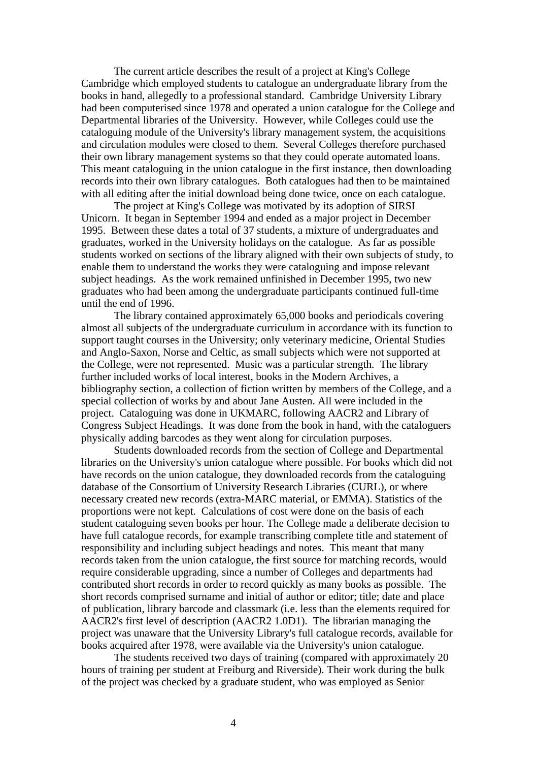The current article describes the result of a project at King's College Cambridge which employed students to catalogue an undergraduate library from the books in hand, allegedly to a professional standard. Cambridge University Library had been computerised since 1978 and operated a union catalogue for the College and Departmental libraries of the University. However, while Colleges could use the cataloguing module of the University's library management system, the acquisitions and circulation modules were closed to them. Several Colleges therefore purchased their own library management systems so that they could operate automated loans. This meant cataloguing in the union catalogue in the first instance, then downloading records into their own library catalogues. Both catalogues had then to be maintained with all editing after the initial download being done twice, once on each catalogue.

The project at King's College was motivated by its adoption of SIRSI Unicorn. It began in September 1994 and ended as a major project in December 1995. Between these dates a total of 37 students, a mixture of undergraduates and graduates, worked in the University holidays on the catalogue. As far as possible students worked on sections of the library aligned with their own subjects of study, to enable them to understand the works they were cataloguing and impose relevant subject headings. As the work remained unfinished in December 1995, two new graduates who had been among the undergraduate participants continued full-time until the end of 1996.

The library contained approximately 65,000 books and periodicals covering almost all subjects of the undergraduate curriculum in accordance with its function to support taught courses in the University; only veterinary medicine, Oriental Studies and Anglo-Saxon, Norse and Celtic, as small subjects which were not supported at the College, were not represented. Music was a particular strength. The library further included works of local interest, books in the Modern Archives, a bibliography section, a collection of fiction written by members of the College, and a special collection of works by and about Jane Austen. All were included in the project. Cataloguing was done in UKMARC, following AACR2 and Library of Congress Subject Headings. It was done from the book in hand, with the cataloguers physically adding barcodes as they went along for circulation purposes.

Students downloaded records from the section of College and Departmental libraries on the University's union catalogue where possible. For books which did not have records on the union catalogue, they downloaded records from the cataloguing database of the Consortium of University Research Libraries (CURL), or where necessary created new records (extra-MARC material, or EMMA). Statistics of the proportions were not kept. Calculations of cost were done on the basis of each student cataloguing seven books per hour. The College made a deliberate decision to have full catalogue records, for example transcribing complete title and statement of responsibility and including subject headings and notes. This meant that many records taken from the union catalogue, the first source for matching records, would require considerable upgrading, since a number of Colleges and departments had contributed short records in order to record quickly as many books as possible. The short records comprised surname and initial of author or editor; title; date and place of publication, library barcode and classmark (i.e. less than the elements required for AACR2's first level of description (AACR2 1.0D1). The librarian managing the project was unaware that the University Library's full catalogue records, available for books acquired after 1978, were available via the University's union catalogue.

The students received two days of training (compared with approximately 20 hours of training per student at Freiburg and Riverside). Their work during the bulk of the project was checked by a graduate student, who was employed as Senior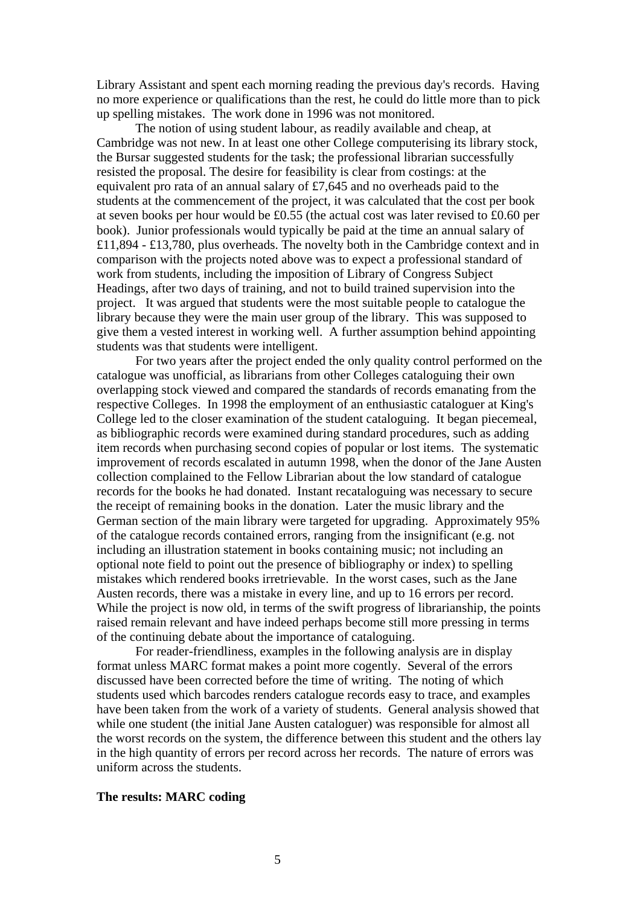Library Assistant and spent each morning reading the previous day's records. Having no more experience or qualifications than the rest, he could do little more than to pick up spelling mistakes. The work done in 1996 was not monitored.

The notion of using student labour, as readily available and cheap, at Cambridge was not new. In at least one other College computerising its library stock, the Bursar suggested students for the task; the professional librarian successfully resisted the proposal. The desire for feasibility is clear from costings: at the equivalent pro rata of an annual salary of £7,645 and no overheads paid to the students at the commencement of the project, it was calculated that the cost per book at seven books per hour would be £0.55 (the actual cost was later revised to £0.60 per book). Junior professionals would typically be paid at the time an annual salary of £11,894 - £13,780, plus overheads. The novelty both in the Cambridge context and in comparison with the projects noted above was to expect a professional standard of work from students, including the imposition of Library of Congress Subject Headings, after two days of training, and not to build trained supervision into the project. It was argued that students were the most suitable people to catalogue the library because they were the main user group of the library. This was supposed to give them a vested interest in working well. A further assumption behind appointing students was that students were intelligent.

For two years after the project ended the only quality control performed on the catalogue was unofficial, as librarians from other Colleges cataloguing their own overlapping stock viewed and compared the standards of records emanating from the respective Colleges. In 1998 the employment of an enthusiastic cataloguer at King's College led to the closer examination of the student cataloguing. It began piecemeal, as bibliographic records were examined during standard procedures, such as adding item records when purchasing second copies of popular or lost items. The systematic improvement of records escalated in autumn 1998, when the donor of the Jane Austen collection complained to the Fellow Librarian about the low standard of catalogue records for the books he had donated. Instant recataloguing was necessary to secure the receipt of remaining books in the donation. Later the music library and the German section of the main library were targeted for upgrading. Approximately 95% of the catalogue records contained errors, ranging from the insignificant (e.g. not including an illustration statement in books containing music; not including an optional note field to point out the presence of bibliography or index) to spelling mistakes which rendered books irretrievable. In the worst cases, such as the Jane Austen records, there was a mistake in every line, and up to 16 errors per record. While the project is now old, in terms of the swift progress of librarianship, the points raised remain relevant and have indeed perhaps become still more pressing in terms of the continuing debate about the importance of cataloguing.

For reader-friendliness, examples in the following analysis are in display format unless MARC format makes a point more cogently. Several of the errors discussed have been corrected before the time of writing. The noting of which students used which barcodes renders catalogue records easy to trace, and examples have been taken from the work of a variety of students. General analysis showed that while one student (the initial Jane Austen cataloguer) was responsible for almost all the worst records on the system, the difference between this student and the others lay in the high quantity of errors per record across her records. The nature of errors was uniform across the students.

**The results: MARC coding**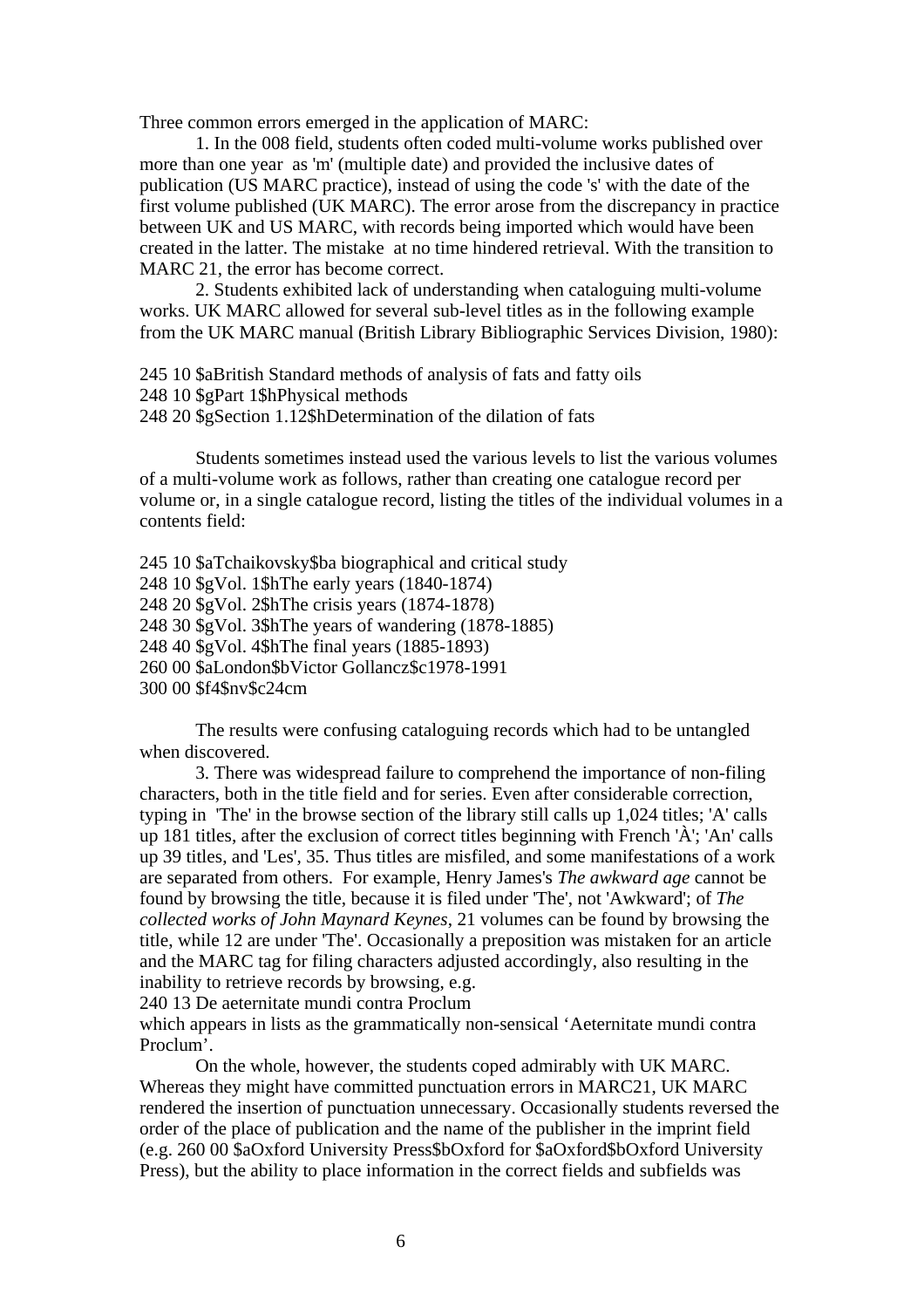Three common errors emerged in the application of MARC:

1. In the 008 field, students often coded multi-volume works published over more than one year as 'm' (multiple date) and provided the inclusive dates of publication (US MARC practice), instead of using the code 's' with the date of the first volume published (UK MARC). The error arose from the discrepancy in practice between UK and US MARC, with records being imported which would have been created in the latter. The mistake at no time hindered retrieval. With the transition to MARC 21, the error has become correct.

2. Students exhibited lack of understanding when cataloguing multi-volume works. UK MARC allowed for several sub-level titles as in the following example from the UK MARC manual (British Library Bibliographic Services Division, 1980):

```
245 10 $aBritish Standard methods of analysis of fats and fatty oils
248 10 $gPart 1$hPhysical methods
248 20 $gSection 1.12$hDetermination of the dilation of fats
```

Students sometimes instead used the various levels to list the various volumes of a multi-volume work as follows, rather than creating one catalogue record per volume or, in a single catalogue record, listing the titles of the individual volumes in a contents field:

```
245 10 $aTchaikovsky$ba biographical and critical study
248 10 $gVol. 1$hThe early years (1840-1874)
248 20 $gVol. 2$hThe crisis years (1874-1878)
248 30 $gVol. 3$hThe years of wandering (1878-1885)
248 40 $gVol. 4$hThe final years (1885-1893)
260 00 $aLondon$bVictor Gollancz$c1978-1991
300 00 $f4$nv$c24cm
```

The results were confusing cataloguing records which had to be untangled when discovered.

3. There was widespread failure to comprehend the importance of non-filing characters, both in the title field and for series. Even after considerable correction, typing in 'The' in the browse section of the library still calls up 1,024 titles; 'A' calls up 181 titles, after the exclusion of correct titles beginning with French 'À'; 'An' calls up 39 titles, and 'Les', 35. Thus titles are misfiled, and some manifestations of a work are separated from others. For example, Henry James's *The awkward age* cannot be found by browsing the title, because it is filed under 'The', not 'Awkward'; of *The collected works of John Maynard Keynes*, 21 volumes can be found by browsing the title, while 12 are under 'The'. Occasionally a preposition was mistaken for an article and the MARC tag for filing characters adjusted accordingly, also resulting in the inability to retrieve records by browsing, e.g.

240 13 De aeternitate mundi contra Proclum

which appears in lists as the grammatically non-sensical 'Aeternitate mundi contra Proclum'.

On the whole, however, the students coped admirably with UK MARC. Whereas they might have committed punctuation errors in MARC21, UK MARC rendered the insertion of punctuation unnecessary. Occasionally students reversed the order of the place of publication and the name of the publisher in the imprint field (e.g. 260 00 $aOxford University Press$bOxford for $aOxford$bOxford University Press), but the ability to place information in the correct fields and subfields was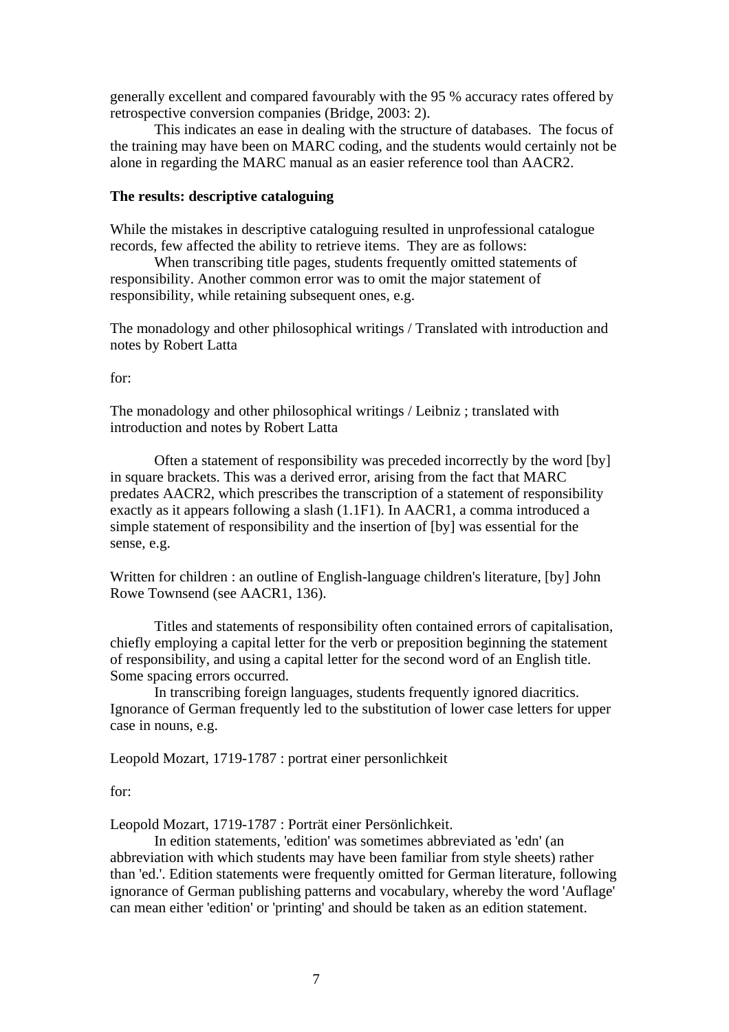generally excellent and compared favourably with the 95 % accuracy rates offered by retrospective conversion companies (Bridge, 2003: 2).

This indicates an ease in dealing with the structure of databases. The focus of the training may have been on MARC coding, and the students would certainly not be alone in regarding the MARC manual as an easier reference tool than AACR2.

**The results: descriptive cataloguing**

While the mistakes in descriptive cataloguing resulted in unprofessional catalogue records, few affected the ability to retrieve items. They are as follows:

When transcribing title pages, students frequently omitted statements of responsibility. Another common error was to omit the major statement of responsibility, while retaining subsequent ones, e.g.

The monadology and other philosophical writings / Translated with introduction and notes by Robert Latta

for:

The monadology and other philosophical writings / Leibniz ; translated with introduction and notes by Robert Latta

Often a statement of responsibility was preceded incorrectly by the word [by] in square brackets. This was a derived error, arising from the fact that MARC predates AACR2, which prescribes the transcription of a statement of responsibility exactly as it appears following a slash (1.1F1). In AACR1, a comma introduced a simple statement of responsibility and the insertion of [by] was essential for the sense, e.g.

Written for children : an outline of English-language children's literature, [by] John Rowe Townsend (see AACR1, 136).

Titles and statements of responsibility often contained errors of capitalisation, chiefly employing a capital letter for the verb or preposition beginning the statement of responsibility, and using a capital letter for the second word of an English title. Some spacing errors occurred.

In transcribing foreign languages, students frequently ignored diacritics. Ignorance of German frequently led to the substitution of lower case letters for upper case in nouns, e.g.

Leopold Mozart, 1719-1787 : portrat einer personlichkeit

for:

Leopold Mozart, 1719-1787 : Porträt einer Persönlichkeit.

In edition statements, 'edition' was sometimes abbreviated as 'edn' (an abbreviation with which students may have been familiar from style sheets) rather than 'ed.'. Edition statements were frequently omitted for German literature, following ignorance of German publishing patterns and vocabulary, whereby the word 'Auflage' can mean either 'edition' or 'printing' and should be taken as an edition statement.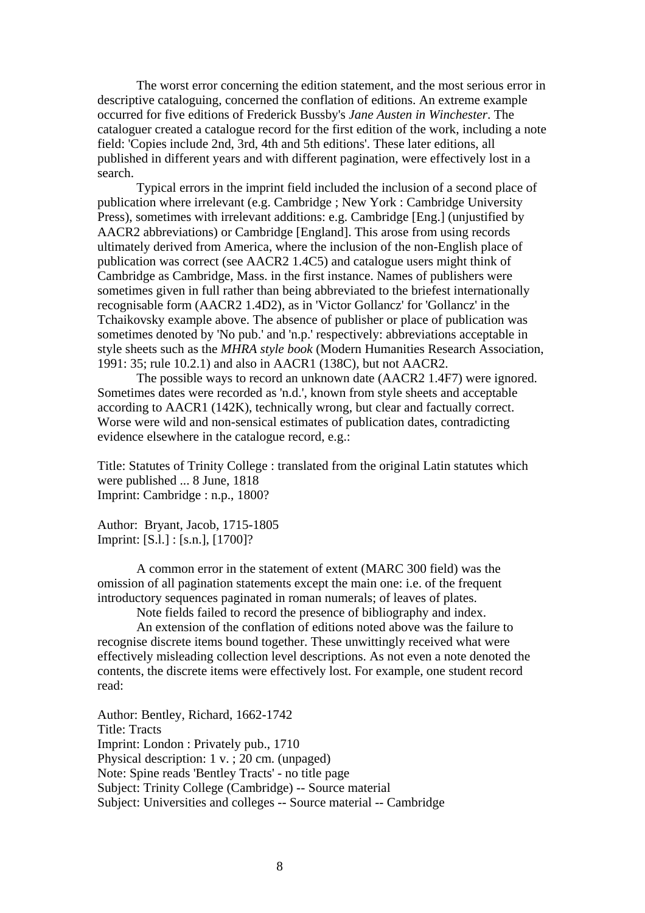The worst error concerning the edition statement, and the most serious error in descriptive cataloguing, concerned the conflation of editions. An extreme example occurred for five editions of Frederick Bussby's *Jane Austen in Winchester*. The cataloguer created a catalogue record for the first edition of the work, including a note field: 'Copies include 2nd, 3rd, 4th and 5th editions'. These later editions, all published in different years and with different pagination, were effectively lost in a search.

Typical errors in the imprint field included the inclusion of a second place of publication where irrelevant (e.g. Cambridge ; New York : Cambridge University Press), sometimes with irrelevant additions: e.g. Cambridge [Eng.] (unjustified by AACR2 abbreviations) or Cambridge [England]. This arose from using records ultimately derived from America, where the inclusion of the non-English place of publication was correct (see AACR2 1.4C5) and catalogue users might think of Cambridge as Cambridge, Mass. in the first instance. Names of publishers were sometimes given in full rather than being abbreviated to the briefest internationally recognisable form (AACR2 1.4D2), as in 'Victor Gollancz' for 'Gollancz' in the Tchaikovsky example above. The absence of publisher or place of publication was sometimes denoted by 'No pub.' and 'n.p.' respectively: abbreviations acceptable in style sheets such as the *MHRA style book* (Modern Humanities Research Association, 1991: 35; rule 10.2.1) and also in AACR1 (138C), but not AACR2.

The possible ways to record an unknown date (AACR2 1.4F7) were ignored. Sometimes dates were recorded as 'n.d.', known from style sheets and acceptable according to AACR1 (142K), technically wrong, but clear and factually correct. Worse were wild and non-sensical estimates of publication dates, contradicting evidence elsewhere in the catalogue record, e.g.:

Title: Statutes of Trinity College : translated from the original Latin statutes which were published ... 8 June, 1818
Imprint: Cambridge : n.p., 1800?

Author: Bryant, Jacob, 1715-1805
Imprint: [S.l.] : [s.n.], [1700]?

A common error in the statement of extent (MARC 300 field) was the omission of all pagination statements except the main one: i.e. of the frequent introductory sequences paginated in roman numerals; of leaves of plates.

Note fields failed to record the presence of bibliography and index.

An extension of the conflation of editions noted above was the failure to recognise discrete items bound together. These unwittingly received what were effectively misleading collection level descriptions. As not even a note denoted the contents, the discrete items were effectively lost. For example, one student record read:

Author: Bentley, Richard, 1662-1742
Title: Tracts
Imprint: London : Privately pub., 1710
Physical description: 1 v. ; 20 cm. (unpaged)
Note: Spine reads 'Bentley Tracts' - no title page
Subject: Trinity College (Cambridge) -- Source material
Subject: Universities and colleges -- Source material -- Cambridge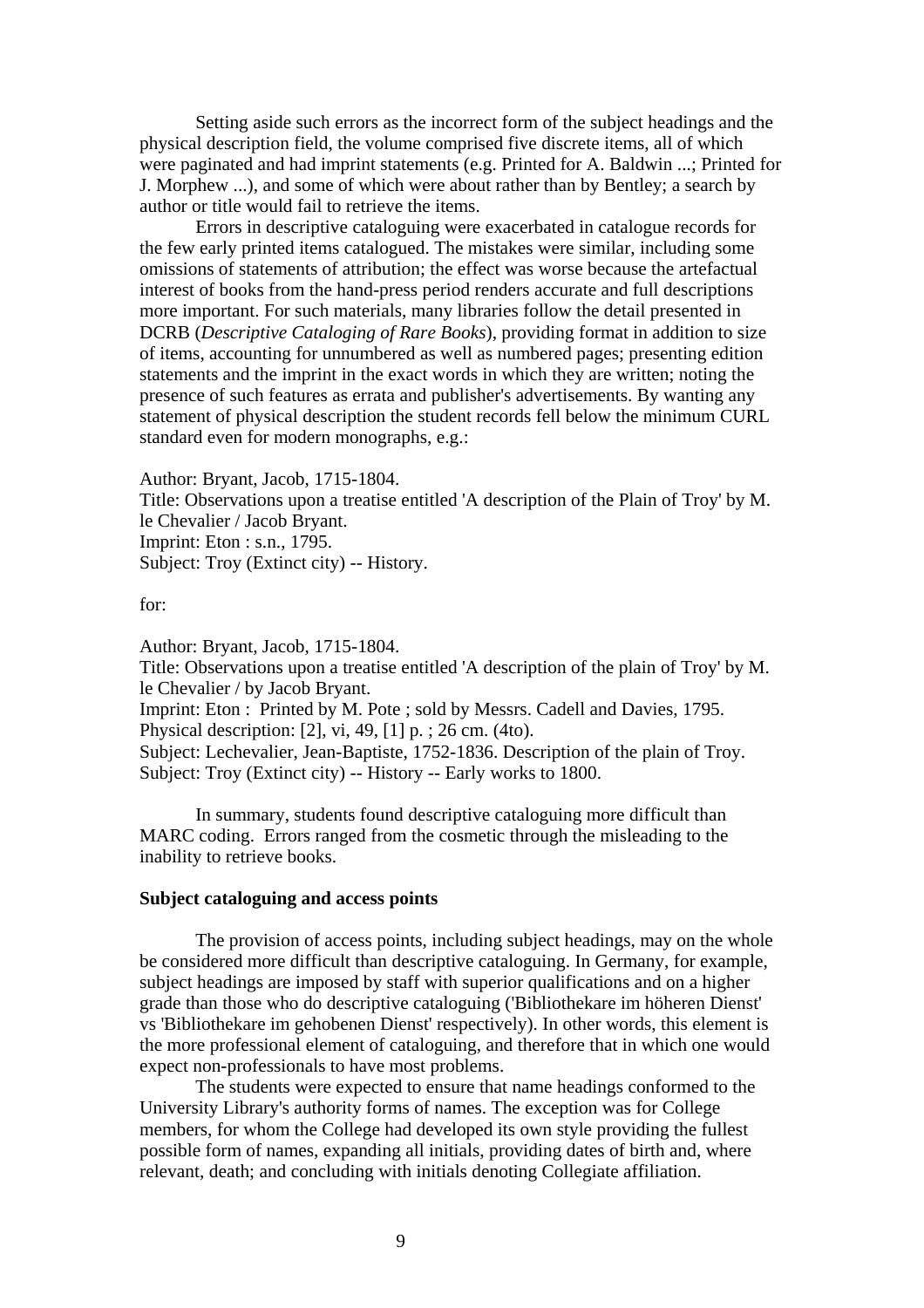Setting aside such errors as the incorrect form of the subject headings and the physical description field, the volume comprised five discrete items, all of which were paginated and had imprint statements (e.g. Printed for A. Baldwin ...; Printed for J. Morphew ...), and some of which were about rather than by Bentley; a search by author or title would fail to retrieve the items.

Errors in descriptive cataloguing were exacerbated in catalogue records for the few early printed items catalogued. The mistakes were similar, including some omissions of statements of attribution; the effect was worse because the artefactual interest of books from the hand-press period renders accurate and full descriptions more important. For such materials, many libraries follow the detail presented in DCRB (*Descriptive Cataloging of Rare Books*), providing format in addition to size of items, accounting for unnumbered as well as numbered pages; presenting edition statements and the imprint in the exact words in which they are written; noting the presence of such features as errata and publisher's advertisements. By wanting any statement of physical description the student records fell below the minimum CURL standard even for modern monographs, e.g.:

Author: Bryant, Jacob, 1715-1804.
Title: Observations upon a treatise entitled 'A description of the Plain of Troy' by M. le Chevalier / Jacob Bryant.
Imprint: Eton : s.n., 1795.
Subject: Troy (Extinct city) -- History.

for:

Author: Bryant, Jacob, 1715-1804.
Title: Observations upon a treatise entitled 'A description of the plain of Troy' by M. le Chevalier / by Jacob Bryant.
Imprint: Eton : Printed by M. Pote ; sold by Messrs. Cadell and Davies, 1795.
Physical description: [2], vi, 49, [1] p. ; 26 cm. (4to).
Subject: Lechevalier, Jean-Baptiste, 1752-1836. Description of the plain of Troy.
Subject: Troy (Extinct city) -- History -- Early works to 1800.

In summary, students found descriptive cataloguing more difficult than MARC coding. Errors ranged from the cosmetic through the misleading to the inability to retrieve books.

**Subject cataloguing and access points**

The provision of access points, including subject headings, may on the whole be considered more difficult than descriptive cataloguing. In Germany, for example, subject headings are imposed by staff with superior qualifications and on a higher grade than those who do descriptive cataloguing ('Bibliothekare im höheren Dienst' vs 'Bibliothekare im gehobenen Dienst' respectively). In other words, this element is the more professional element of cataloguing, and therefore that in which one would expect non-professionals to have most problems.

The students were expected to ensure that name headings conformed to the University Library's authority forms of names. The exception was for College members, for whom the College had developed its own style providing the fullest possible form of names, expanding all initials, providing dates of birth and, where relevant, death; and concluding with initials denoting Collegiate affiliation.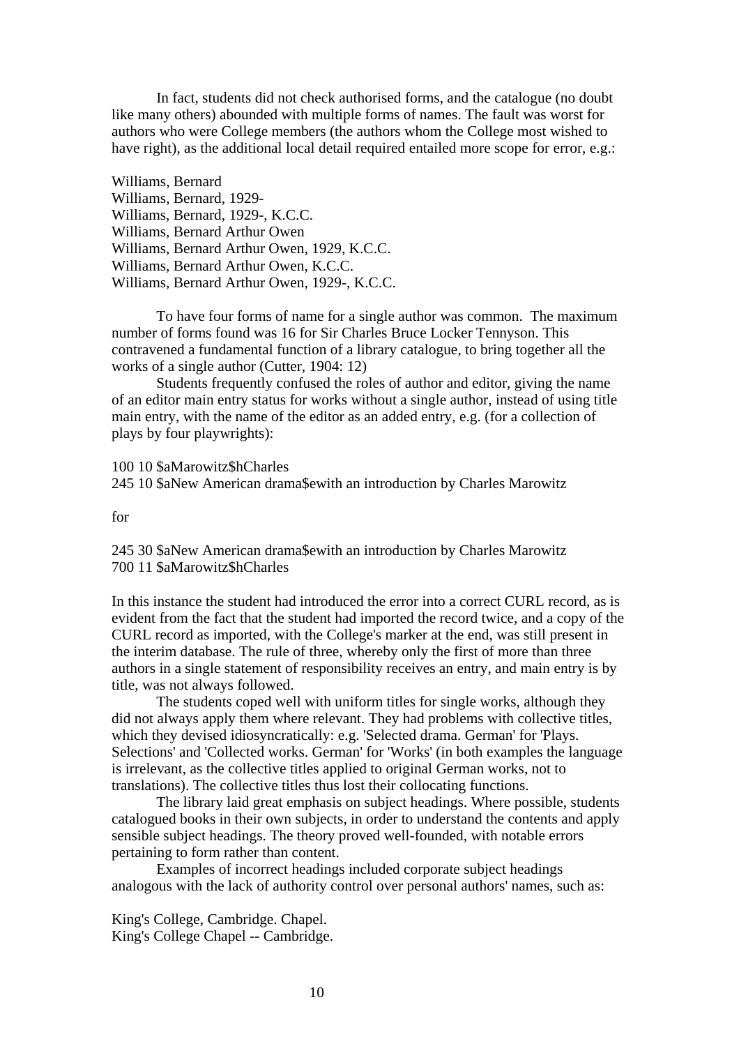In fact, students did not check authorised forms, and the catalogue (no doubt like many others) abounded with multiple forms of names. The fault was worst for authors who were College members (the authors whom the College most wished to have right), as the additional local detail required entailed more scope for error, e.g.:

Williams, Bernard
Williams, Bernard, 1929-
Williams, Bernard, 1929-, K.C.C.
Williams, Bernard Arthur Owen
Williams, Bernard Arthur Owen, 1929, K.C.C.
Williams, Bernard Arthur Owen, K.C.C.
Williams, Bernard Arthur Owen, 1929-, K.C.C.

To have four forms of name for a single author was common. The maximum number of forms found was 16 for Sir Charles Bruce Locker Tennyson. This contravened a fundamental function of a library catalogue, to bring together all the works of a single author (Cutter, 1904: 12)

Students frequently confused the roles of author and editor, giving the name of an editor main entry status for works without a single author, instead of using title main entry, with the name of the editor as an added entry, e.g. (for a collection of plays by four playwrights):

100 10 $aMarowitz$hCharles
245 10 $aNew American drama$ewith an introduction by Charles Marowitz

for

245 30 $aNew American drama$ewith an introduction by Charles Marowitz
700 11 $aMarowitz$hCharles

In this instance the student had introduced the error into a correct CURL record, as is evident from the fact that the student had imported the record twice, and a copy of the CURL record as imported, with the College's marker at the end, was still present in the interim database. The rule of three, whereby only the first of more than three authors in a single statement of responsibility receives an entry, and main entry is by title, was not always followed.

The students coped well with uniform titles for single works, although they did not always apply them where relevant. They had problems with collective titles, which they devised idiosyncratically: e.g. 'Selected drama. German' for 'Plays. Selections' and 'Collected works. German' for 'Works' (in both examples the language is irrelevant, as the collective titles applied to original German works, not to translations). The collective titles thus lost their collocating functions.

The library laid great emphasis on subject headings. Where possible, students catalogued books in their own subjects, in order to understand the contents and apply sensible subject headings. The theory proved well-founded, with notable errors pertaining to form rather than content.

Examples of incorrect headings included corporate subject headings analogous with the lack of authority control over personal authors' names, such as:

King's College, Cambridge. Chapel.
King's College Chapel -- Cambridge.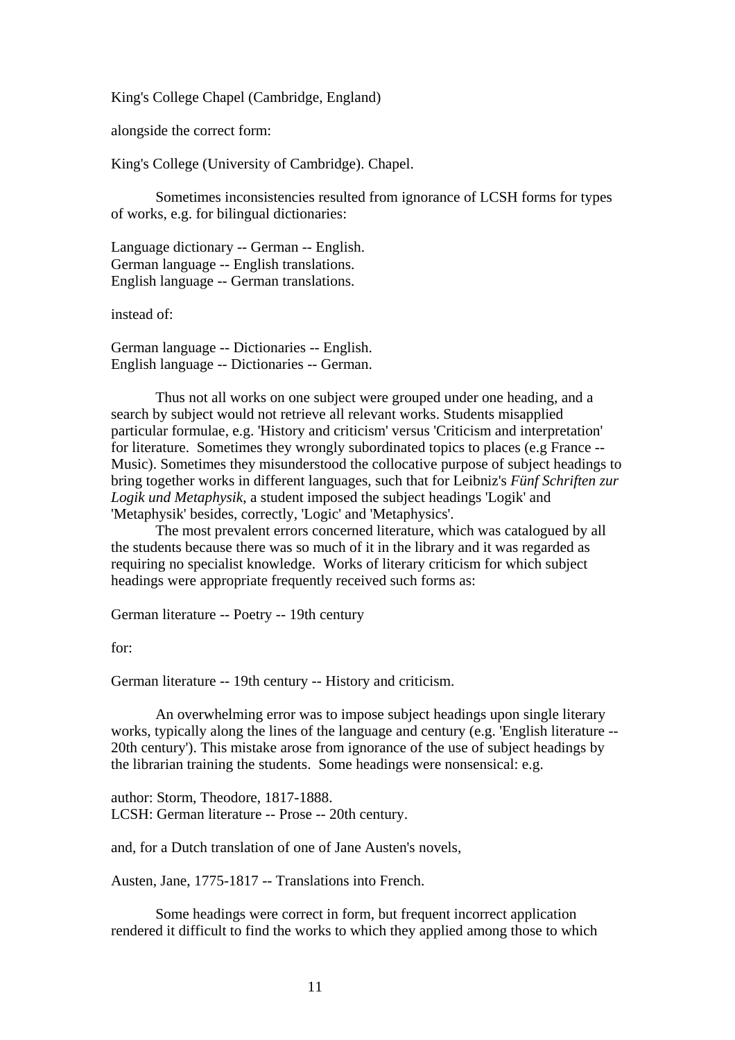King's College Chapel (Cambridge, England)

alongside the correct form:

King's College (University of Cambridge). Chapel.

Sometimes inconsistencies resulted from ignorance of LCSH forms for types of works, e.g. for bilingual dictionaries:

Language dictionary -- German -- English.  
German language -- English translations.  
English language -- German translations.

instead of:

German language -- Dictionaries -- English.  
English language -- Dictionaries -- German.

Thus not all works on one subject were grouped under one heading, and a search by subject would not retrieve all relevant works. Students misapplied particular formulae, e.g. 'History and criticism' versus 'Criticism and interpretation' for literature. Sometimes they wrongly subordinated topics to places (e.g France -- Music). Sometimes they misunderstood the collocative purpose of subject headings to bring together works in different languages, such that for Leibniz's *Fünf Schriften zur Logik und Metaphysik*, a student imposed the subject headings 'Logik' and 'Metaphysik' besides, correctly, 'Logic' and 'Metaphysics'.

The most prevalent errors concerned literature, which was catalogued by all the students because there was so much of it in the library and it was regarded as requiring no specialist knowledge. Works of literary criticism for which subject headings were appropriate frequently received such forms as:

German literature -- Poetry -- 19th century

for:

German literature -- 19th century -- History and criticism.

An overwhelming error was to impose subject headings upon single literary works, typically along the lines of the language and century (e.g. 'English literature -- 20th century'). This mistake arose from ignorance of the use of subject headings by the librarian training the students. Some headings were nonsensical: e.g.

author: Storm, Theodore, 1817-1888.  
LCSH: German literature -- Prose -- 20th century.

and, for a Dutch translation of one of Jane Austen's novels,

Austen, Jane, 1775-1817 -- Translations into French.

Some headings were correct in form, but frequent incorrect application rendered it difficult to find the works to which they applied among those to which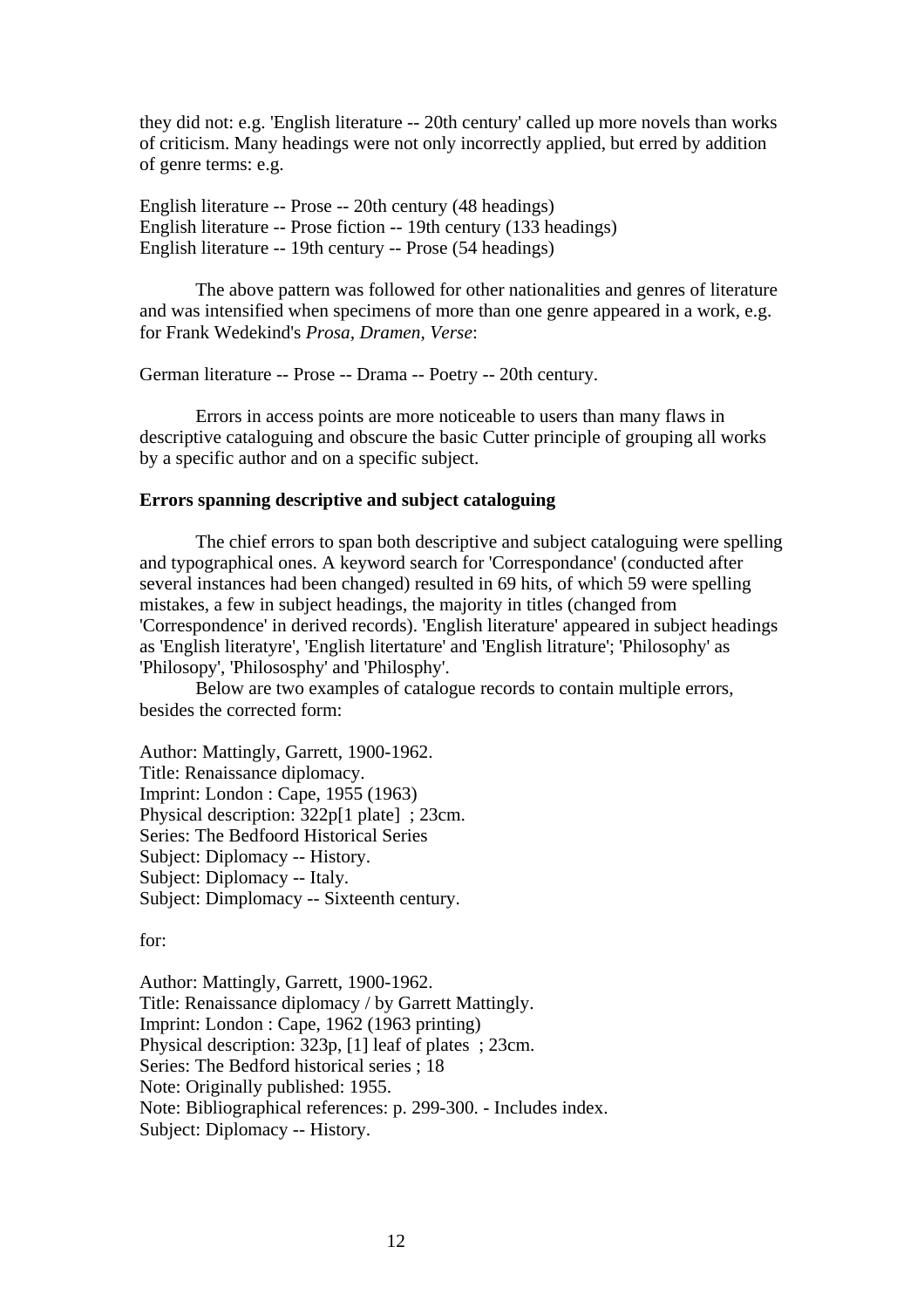they did not: e.g. 'English literature -- 20th century' called up more novels than works of criticism. Many headings were not only incorrectly applied, but erred by addition of genre terms: e.g.

English literature -- Prose -- 20th century (48 headings)
English literature -- Prose fiction -- 19th century (133 headings)
English literature -- 19th century -- Prose (54 headings)

The above pattern was followed for other nationalities and genres of literature and was intensified when specimens of more than one genre appeared in a work, e.g. for Frank Wedekind's *Prosa, Dramen, Verse*:

German literature -- Prose -- Drama -- Poetry -- 20th century.

Errors in access points are more noticeable to users than many flaws in descriptive cataloguing and obscure the basic Cutter principle of grouping all works by a specific author and on a specific subject.

**Errors spanning descriptive and subject cataloguing**

The chief errors to span both descriptive and subject cataloguing were spelling and typographical ones. A keyword search for 'Correspondance' (conducted after several instances had been changed) resulted in 69 hits, of which 59 were spelling mistakes, a few in subject headings, the majority in titles (changed from 'Correspondence' in derived records). 'English literature' appeared in subject headings as 'English literatyre', 'English litertature' and 'English litrature'; 'Philosophy' as 'Philosopy', 'Philososphy' and 'Philosphy'.

Below are two examples of catalogue records to contain multiple errors, besides the corrected form:

Author: Mattingly, Garrett, 1900-1962.
Title: Renaissance diplomacy.
Imprint: London : Cape, 1955 (1963)
Physical description: 322p[1 plate] ; 23cm.
Series: The Bedfoord Historical Series
Subject: Diplomacy -- History.
Subject: Diplomacy -- Italy.
Subject: Dimplomacy -- Sixteenth century.

for:

Author: Mattingly, Garrett, 1900-1962.
Title: Renaissance diplomacy / by Garrett Mattingly.
Imprint: London : Cape, 1962 (1963 printing)
Physical description: 323p, [1] leaf of plates ; 23cm.
Series: The Bedford historical series ; 18
Note: Originally published: 1955.
Note: Bibliographical references: p. 299-300. - Includes index.
Subject: Diplomacy -- History.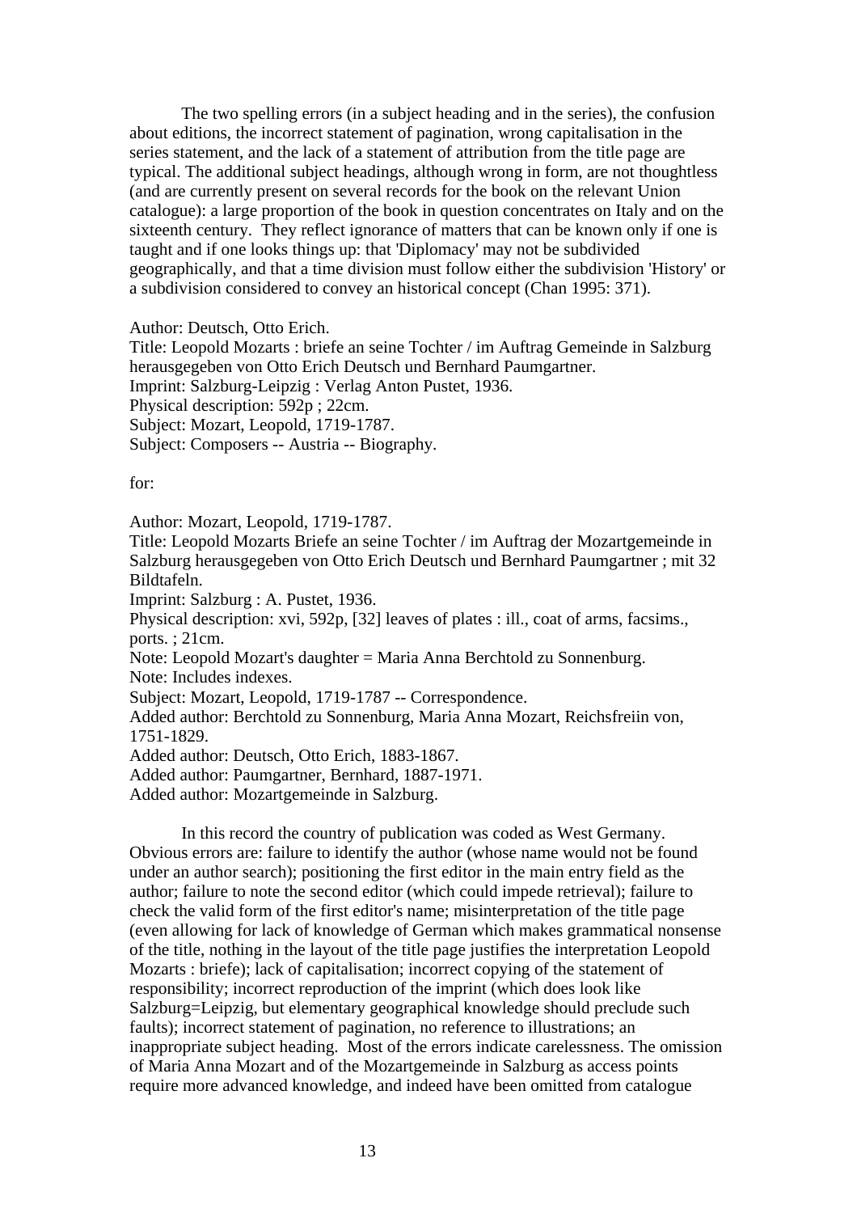The two spelling errors (in a subject heading and in the series), the confusion about editions, the incorrect statement of pagination, wrong capitalisation in the series statement, and the lack of a statement of attribution from the title page are typical. The additional subject headings, although wrong in form, are not thoughtless (and are currently present on several records for the book on the relevant Union catalogue): a large proportion of the book in question concentrates on Italy and on the sixteenth century. They reflect ignorance of matters that can be known only if one is taught and if one looks things up: that 'Diplomacy' may not be subdivided geographically, and that a time division must follow either the subdivision 'History' or a subdivision considered to convey an historical concept (Chan 1995: 371).

Author: Deutsch, Otto Erich.
Title: Leopold Mozarts : briefe an seine Tochter / im Auftrag Gemeinde in Salzburg herausgegeben von Otto Erich Deutsch und Bernhard Paumgartner.
Imprint: Salzburg-Leipzig : Verlag Anton Pustet, 1936.
Physical description: 592p ; 22cm.
Subject: Mozart, Leopold, 1719-1787.
Subject: Composers -- Austria -- Biography.

for:

Author: Mozart, Leopold, 1719-1787.
Title: Leopold Mozarts Briefe an seine Tochter / im Auftrag der Mozartgemeinde in Salzburg herausgegeben von Otto Erich Deutsch und Bernhard Paumgartner ; mit 32 Bildtafeln.
Imprint: Salzburg : A. Pustet, 1936.
Physical description: xvi, 592p, [32] leaves of plates : ill., coat of arms, facsims., ports. ; 21cm.
Note: Leopold Mozart's daughter = Maria Anna Berchtold zu Sonnenburg.
Note: Includes indexes.
Subject: Mozart, Leopold, 1719-1787 -- Correspondence.
Added author: Berchtold zu Sonnenburg, Maria Anna Mozart, Reichsfreiin von, 1751-1829.
Added author: Deutsch, Otto Erich, 1883-1867.
Added author: Paumgartner, Bernhard, 1887-1971.
Added author: Mozartgemeinde in Salzburg.

In this record the country of publication was coded as West Germany. Obvious errors are: failure to identify the author (whose name would not be found under an author search); positioning the first editor in the main entry field as the author; failure to note the second editor (which could impede retrieval); failure to check the valid form of the first editor's name; misinterpretation of the title page (even allowing for lack of knowledge of German which makes grammatical nonsense of the title, nothing in the layout of the title page justifies the interpretation Leopold Mozarts : briefe); lack of capitalisation; incorrect copying of the statement of responsibility; incorrect reproduction of the imprint (which does look like Salzburg=Leipzig, but elementary geographical knowledge should preclude such faults); incorrect statement of pagination, no reference to illustrations; an inappropriate subject heading. Most of the errors indicate carelessness. The omission of Maria Anna Mozart and of the Mozartgemeinde in Salzburg as access points require more advanced knowledge, and indeed have been omitted from catalogue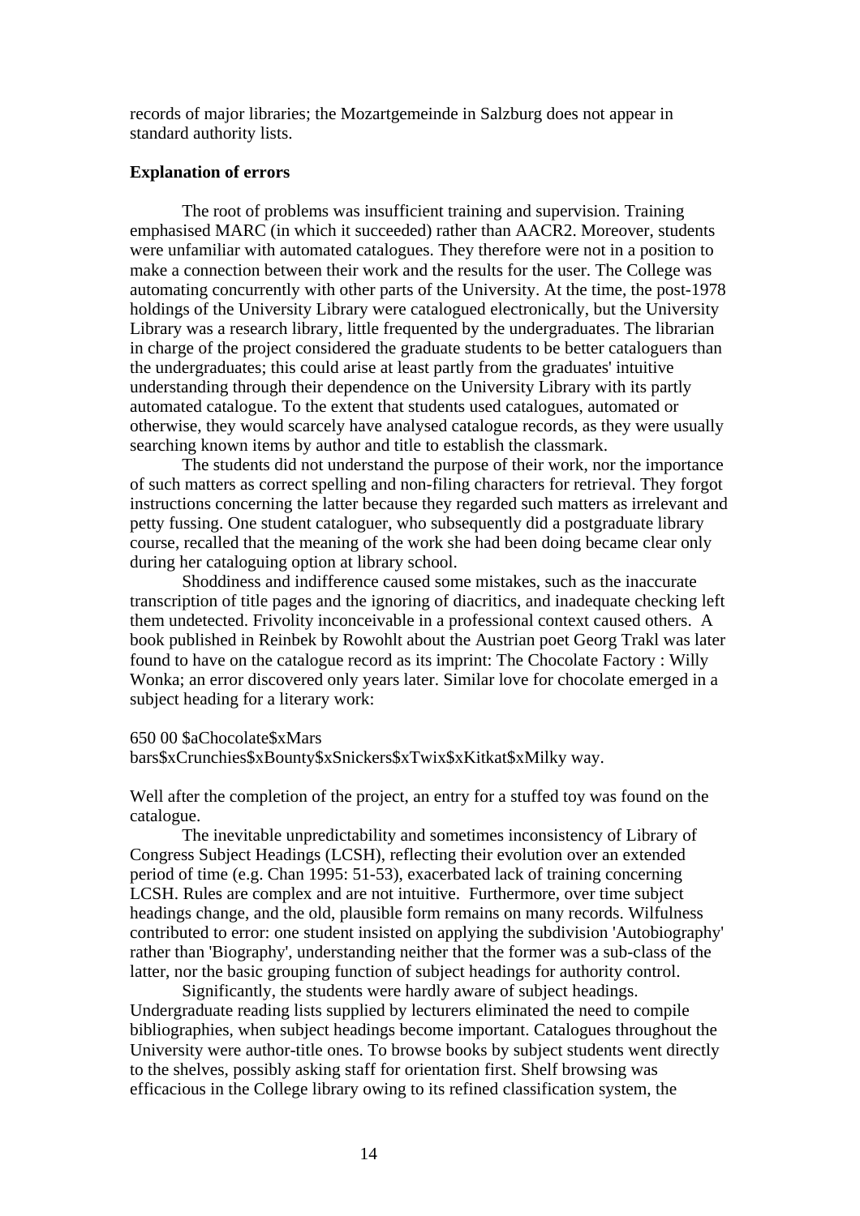records of major libraries; the Mozartgemeinde in Salzburg does not appear in standard authority lists.

**Explanation of errors**

The root of problems was insufficient training and supervision. Training emphasised MARC (in which it succeeded) rather than AACR2. Moreover, students were unfamiliar with automated catalogues. They therefore were not in a position to make a connection between their work and the results for the user. The College was automating concurrently with other parts of the University. At the time, the post-1978 holdings of the University Library were catalogued electronically, but the University Library was a research library, little frequented by the undergraduates. The librarian in charge of the project considered the graduate students to be better cataloguers than the undergraduates; this could arise at least partly from the graduates' intuitive understanding through their dependence on the University Library with its partly automated catalogue. To the extent that students used catalogues, automated or otherwise, they would scarcely have analysed catalogue records, as they were usually searching known items by author and title to establish the classmark.

The students did not understand the purpose of their work, nor the importance of such matters as correct spelling and non-filing characters for retrieval. They forgot instructions concerning the latter because they regarded such matters as irrelevant and petty fussing. One student cataloguer, who subsequently did a postgraduate library course, recalled that the meaning of the work she had been doing became clear only during her cataloguing option at library school.

Shoddiness and indifference caused some mistakes, such as the inaccurate transcription of title pages and the ignoring of diacritics, and inadequate checking left them undetected. Frivolity inconceivable in a professional context caused others. A book published in Reinbek by Rowohlt about the Austrian poet Georg Trakl was later found to have on the catalogue record as its imprint: The Chocolate Factory : Willy Wonka; an error discovered only years later. Similar love for chocolate emerged in a subject heading for a literary work:

650 00 $aChocolate$xMars bars$xCrunchies$xBounty$xSnickers$xTwix$xKitkat$xMilky way.

Well after the completion of the project, an entry for a stuffed toy was found on the catalogue.

The inevitable unpredictability and sometimes inconsistency of Library of Congress Subject Headings (LCSH), reflecting their evolution over an extended period of time (e.g. Chan 1995: 51-53), exacerbated lack of training concerning LCSH. Rules are complex and are not intuitive. Furthermore, over time subject headings change, and the old, plausible form remains on many records. Wilfulness contributed to error: one student insisted on applying the subdivision 'Autobiography' rather than 'Biography', understanding neither that the former was a sub-class of the latter, nor the basic grouping function of subject headings for authority control.

Significantly, the students were hardly aware of subject headings. Undergraduate reading lists supplied by lecturers eliminated the need to compile bibliographies, when subject headings become important. Catalogues throughout the University were author-title ones. To browse books by subject students went directly to the shelves, possibly asking staff for orientation first. Shelf browsing was efficacious in the College library owing to its refined classification system, the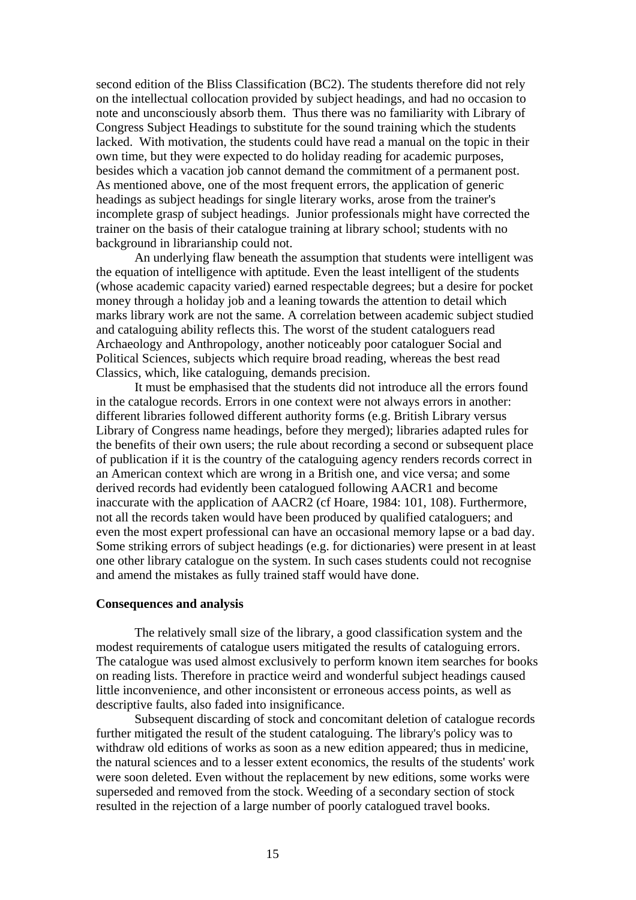second edition of the Bliss Classification (BC2). The students therefore did not rely on the intellectual collocation provided by subject headings, and had no occasion to note and unconsciously absorb them. Thus there was no familiarity with Library of Congress Subject Headings to substitute for the sound training which the students lacked. With motivation, the students could have read a manual on the topic in their own time, but they were expected to do holiday reading for academic purposes, besides which a vacation job cannot demand the commitment of a permanent post. As mentioned above, one of the most frequent errors, the application of generic headings as subject headings for single literary works, arose from the trainer's incomplete grasp of subject headings. Junior professionals might have corrected the trainer on the basis of their catalogue training at library school; students with no background in librarianship could not.

An underlying flaw beneath the assumption that students were intelligent was the equation of intelligence with aptitude. Even the least intelligent of the students (whose academic capacity varied) earned respectable degrees; but a desire for pocket money through a holiday job and a leaning towards the attention to detail which marks library work are not the same. A correlation between academic subject studied and cataloguing ability reflects this. The worst of the student cataloguers read Archaeology and Anthropology, another noticeably poor cataloguer Social and Political Sciences, subjects which require broad reading, whereas the best read Classics, which, like cataloguing, demands precision.

It must be emphasised that the students did not introduce all the errors found in the catalogue records. Errors in one context were not always errors in another: different libraries followed different authority forms (e.g. British Library versus Library of Congress name headings, before they merged); libraries adapted rules for the benefits of their own users; the rule about recording a second or subsequent place of publication if it is the country of the cataloguing agency renders records correct in an American context which are wrong in a British one, and vice versa; and some derived records had evidently been catalogued following AACR1 and become inaccurate with the application of AACR2 (cf Hoare, 1984: 101, 108). Furthermore, not all the records taken would have been produced by qualified cataloguers; and even the most expert professional can have an occasional memory lapse or a bad day. Some striking errors of subject headings (e.g. for dictionaries) were present in at least one other library catalogue on the system. In such cases students could not recognise and amend the mistakes as fully trained staff would have done.

**Consequences and analysis**

The relatively small size of the library, a good classification system and the modest requirements of catalogue users mitigated the results of cataloguing errors. The catalogue was used almost exclusively to perform known item searches for books on reading lists. Therefore in practice weird and wonderful subject headings caused little inconvenience, and other inconsistent or erroneous access points, as well as descriptive faults, also faded into insignificance.

Subsequent discarding of stock and concomitant deletion of catalogue records further mitigated the result of the student cataloguing. The library's policy was to withdraw old editions of works as soon as a new edition appeared; thus in medicine, the natural sciences and to a lesser extent economics, the results of the students' work were soon deleted. Even without the replacement by new editions, some works were superseded and removed from the stock. Weeding of a secondary section of stock resulted in the rejection of a large number of poorly catalogued travel books.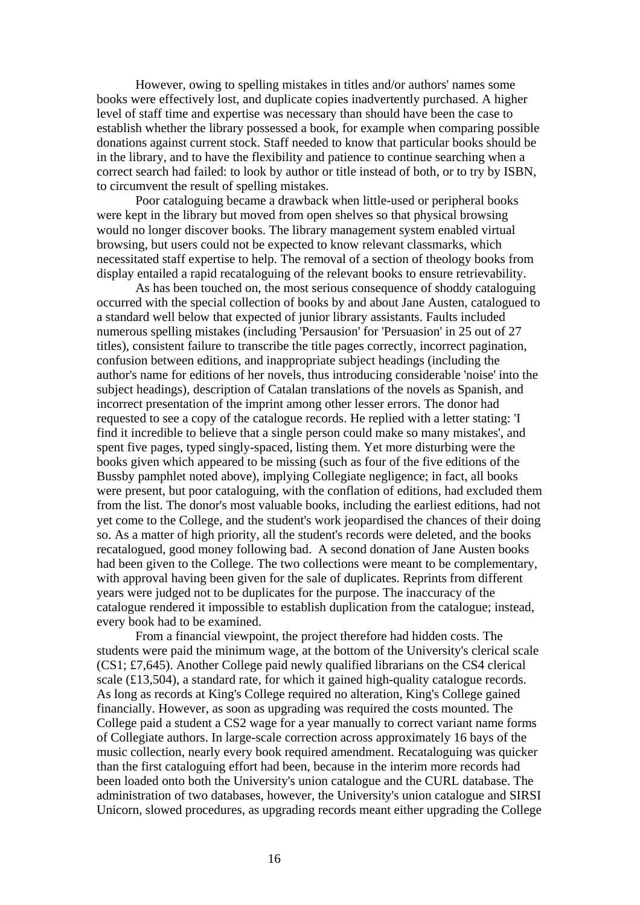However, owing to spelling mistakes in titles and/or authors' names some books were effectively lost, and duplicate copies inadvertently purchased. A higher level of staff time and expertise was necessary than should have been the case to establish whether the library possessed a book, for example when comparing possible donations against current stock. Staff needed to know that particular books should be in the library, and to have the flexibility and patience to continue searching when a correct search had failed: to look by author or title instead of both, or to try by ISBN, to circumvent the result of spelling mistakes.

Poor cataloguing became a drawback when little-used or peripheral books were kept in the library but moved from open shelves so that physical browsing would no longer discover books. The library management system enabled virtual browsing, but users could not be expected to know relevant classmarks, which necessitated staff expertise to help. The removal of a section of theology books from display entailed a rapid recataloguing of the relevant books to ensure retrievability.

As has been touched on, the most serious consequence of shoddy cataloguing occurred with the special collection of books by and about Jane Austen, catalogued to a standard well below that expected of junior library assistants. Faults included numerous spelling mistakes (including 'Persausion' for 'Persuasion' in 25 out of 27 titles), consistent failure to transcribe the title pages correctly, incorrect pagination, confusion between editions, and inappropriate subject headings (including the author's name for editions of her novels, thus introducing considerable 'noise' into the subject headings), description of Catalan translations of the novels as Spanish, and incorrect presentation of the imprint among other lesser errors. The donor had requested to see a copy of the catalogue records. He replied with a letter stating: 'I find it incredible to believe that a single person could make so many mistakes', and spent five pages, typed singly-spaced, listing them. Yet more disturbing were the books given which appeared to be missing (such as four of the five editions of the Bussby pamphlet noted above), implying Collegiate negligence; in fact, all books were present, but poor cataloguing, with the conflation of editions, had excluded them from the list. The donor's most valuable books, including the earliest editions, had not yet come to the College, and the student's work jeopardised the chances of their doing so. As a matter of high priority, all the student's records were deleted, and the books recatalogued, good money following bad. A second donation of Jane Austen books had been given to the College. The two collections were meant to be complementary, with approval having been given for the sale of duplicates. Reprints from different years were judged not to be duplicates for the purpose. The inaccuracy of the catalogue rendered it impossible to establish duplication from the catalogue; instead, every book had to be examined.

From a financial viewpoint, the project therefore had hidden costs. The students were paid the minimum wage, at the bottom of the University's clerical scale (CS1; £7,645). Another College paid newly qualified librarians on the CS4 clerical scale (£13,504), a standard rate, for which it gained high-quality catalogue records. As long as records at King's College required no alteration, King's College gained financially. However, as soon as upgrading was required the costs mounted. The College paid a student a CS2 wage for a year manually to correct variant name forms of Collegiate authors. In large-scale correction across approximately 16 bays of the music collection, nearly every book required amendment. Recataloguing was quicker than the first cataloguing effort had been, because in the interim more records had been loaded onto both the University's union catalogue and the CURL database. The administration of two databases, however, the University's union catalogue and SIRSI Unicorn, slowed procedures, as upgrading records meant either upgrading the College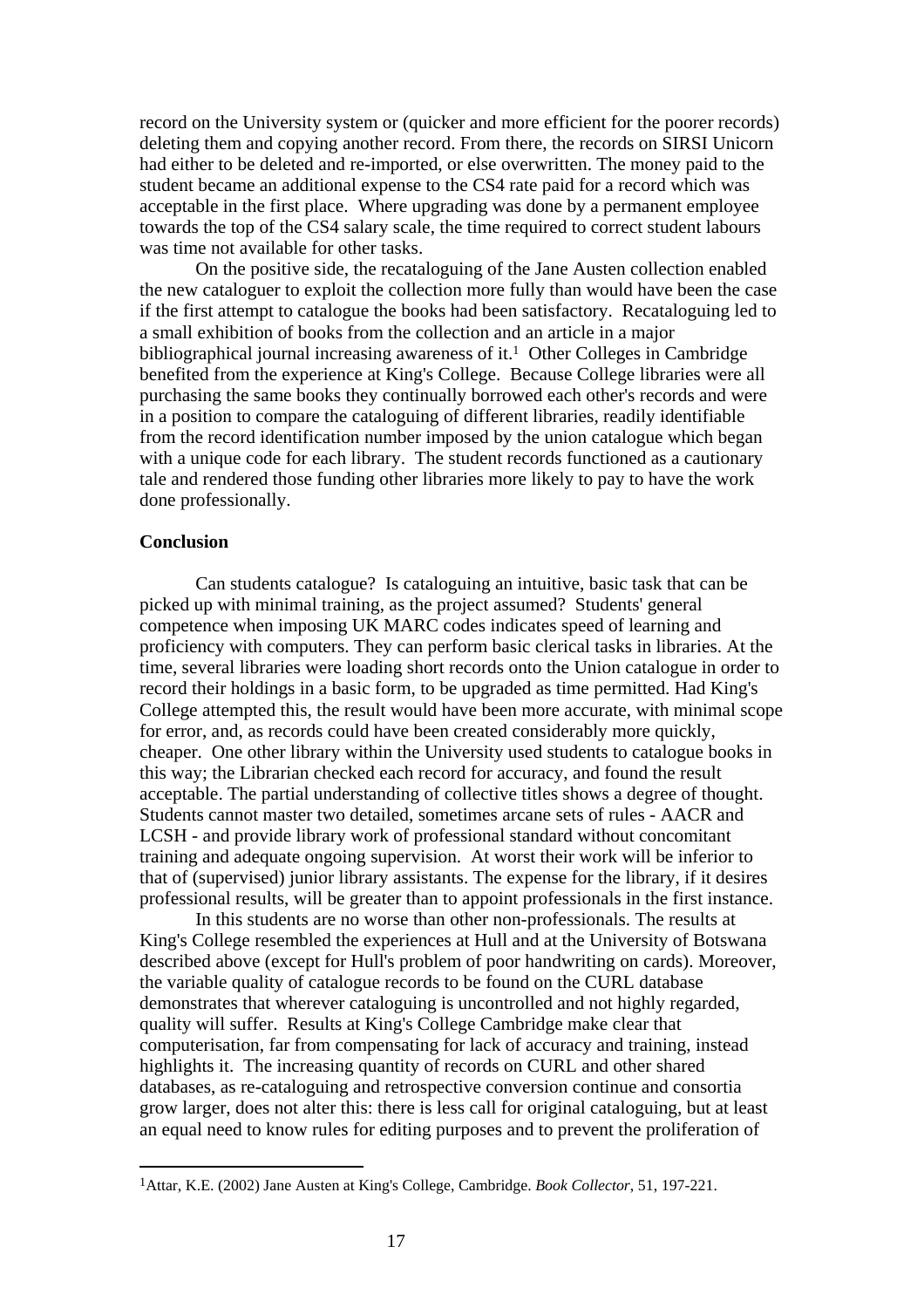record on the University system or (quicker and more efficient for the poorer records) deleting them and copying another record. From there, the records on SIRSI Unicorn had either to be deleted and re-imported, or else overwritten. The money paid to the student became an additional expense to the CS4 rate paid for a record which was acceptable in the first place. Where upgrading was done by a permanent employee towards the top of the CS4 salary scale, the time required to correct student labours was time not available for other tasks.

On the positive side, the recataloguing of the Jane Austen collection enabled the new cataloguer to exploit the collection more fully than would have been the case if the first attempt to catalogue the books had been satisfactory. Recataloguing led to a small exhibition of books from the collection and an article in a major bibliographical journal increasing awareness of it.[1] Other Colleges in Cambridge benefited from the same experience at King's College. Because College libraries were all purchasing the same books they continually borrowed each other's records and were in a position to compare the cataloguing of different libraries, readily identifiable from the record identification number imposed by the union catalogue which began with a unique code for each library. The student records functioned as a cautionary tale and rendered those funding other libraries more likely to pay to have the work done professionally.

**Conclusion**

Can students catalogue? Is cataloguing an intuitive, basic task that can be picked up with minimal training, as the project assumed? Students' general competence when imposing UK MARC codes indicates speed of learning and proficiency with computers. They can perform basic clerical tasks in libraries. At the time, several libraries were loading short records onto the Union catalogue in order to record their holdings in a basic form, to be upgraded as time permitted. Had King's College attempted this, the result would have been more accurate, with minimal scope for error, and, as records could have been created considerably more quickly, cheaper. One other library within the University used students to catalogue books in this way; the Librarian checked each record for accuracy, and found the result acceptable. The partial understanding of collective titles shows a degree of thought. Students cannot master two detailed, sometimes arcane sets of rules - AACR and LCSH - and provide library work of professional standard without concomitant training and adequate ongoing supervision. At worst their work will be inferior to that of (supervised) junior library assistants. The expense for the library, if it desires professional results, will be greater than to appoint professionals in the first instance.

In this students are no worse than other non-professionals. The results at King's College resembled the experiences at Hull and at the University of Botswana described above (except for Hull's problem of poor handwriting on cards). Moreover, the variable quality of catalogue records to be found on the CURL database demonstrates that wherever cataloguing is uncontrolled and not highly regarded, quality will suffer. Results at King's College Cambridge make clear that computerisation, far from compensating for lack of accuracy and training, instead highlights it. The increasing quantity of records on CURL and other shared databases, as re-cataloguing and retrospective conversion continue and consortia grow larger, does not alter this: there is less call for original cataloguing, but at least an equal need to know rules for editing purposes and to prevent the proliferation of

---

[1] Attar, K.E. (2002) Jane Austen at King's College, Cambridge. *Book Collector*, 51, 197-221.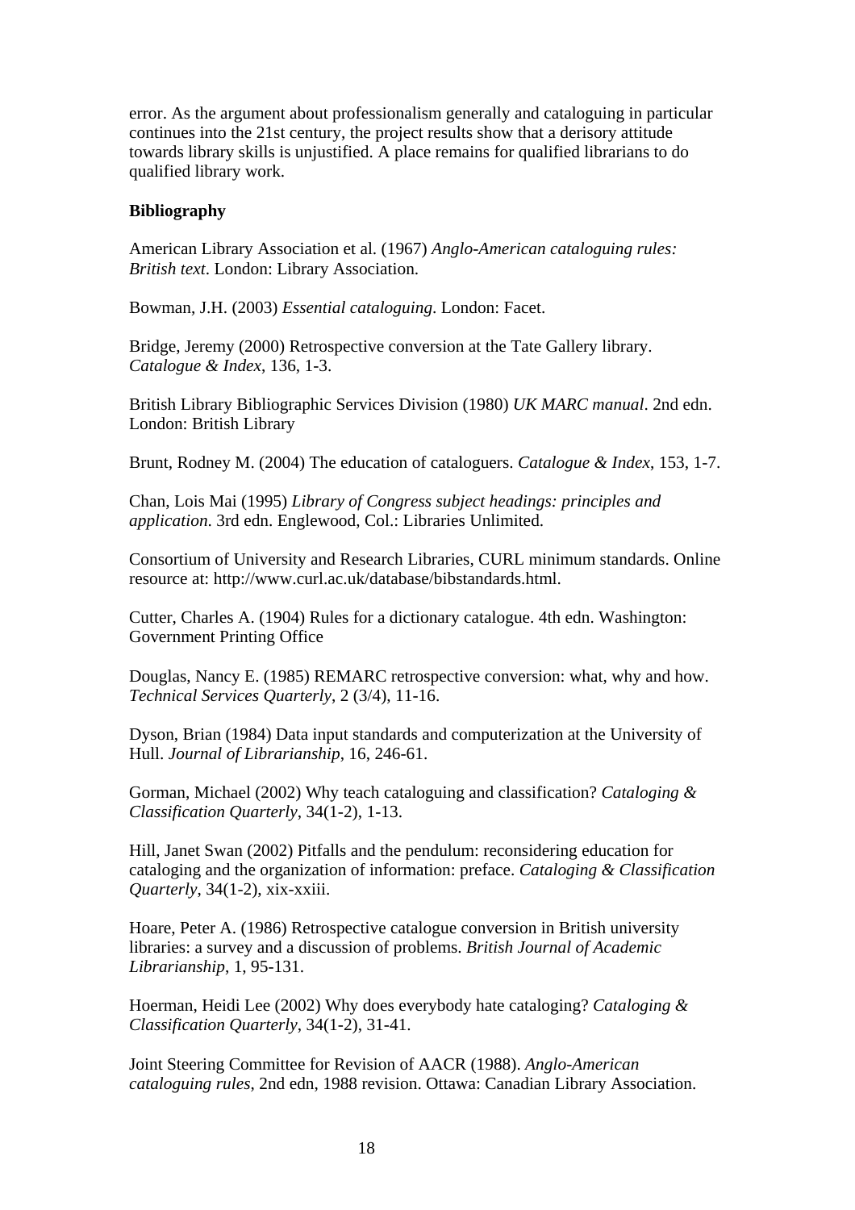error. As the argument about professionalism generally and cataloguing in particular continues into the 21st century, the project results show that a derisory attitude towards library skills is unjustified. A place remains for qualified librarians to do qualified library work.

**Bibliography**

American Library Association et al. (1967) *Anglo-American cataloguing rules: British text*. London: Library Association.

Bowman, J.H. (2003) *Essential cataloguing*. London: Facet.

Bridge, Jeremy (2000) Retrospective conversion at the Tate Gallery library. *Catalogue & Index*, 136, 1-3.

British Library Bibliographic Services Division (1980) *UK MARC manual*. 2nd edn. London: British Library

Brunt, Rodney M. (2004) The education of cataloguers. *Catalogue & Index*, 153, 1-7.

Chan, Lois Mai (1995) *Library of Congress subject headings: principles and application*. 3rd edn. Englewood, Col.: Libraries Unlimited.

Consortium of University and Research Libraries, CURL minimum standards. Online resource at: http://www.curl.ac.uk/database/bibstandards.html.

Cutter, Charles A. (1904) Rules for a dictionary catalogue. 4th edn. Washington: Government Printing Office

Douglas, Nancy E. (1985) REMARC retrospective conversion: what, why and how. *Technical Services Quarterly*, 2 (3/4), 11-16.

Dyson, Brian (1984) Data input standards and computerization at the University of Hull. *Journal of Librarianship*, 16, 246-61.

Gorman, Michael (2002) Why teach cataloguing and classification? *Cataloging & Classification Quarterly*, 34(1-2), 1-13.

Hill, Janet Swan (2002) Pitfalls and the pendulum: reconsidering education for cataloging and the organization of information: preface. *Cataloging & Classification Quarterly*, 34(1-2), xix-xxiii.

Hoare, Peter A. (1986) Retrospective catalogue conversion in British university libraries: a survey and a discussion of problems. *British Journal of Academic Librarianship*, 1, 95-131.

Hoerman, Heidi Lee (2002) Why does everybody hate cataloging? *Cataloging & Classification Quarterly*, 34(1-2), 31-41.

Joint Steering Committee for Revision of AACR (1988). *Anglo-American cataloguing rules*, 2nd edn, 1988 revision. Ottawa: Canadian Library Association.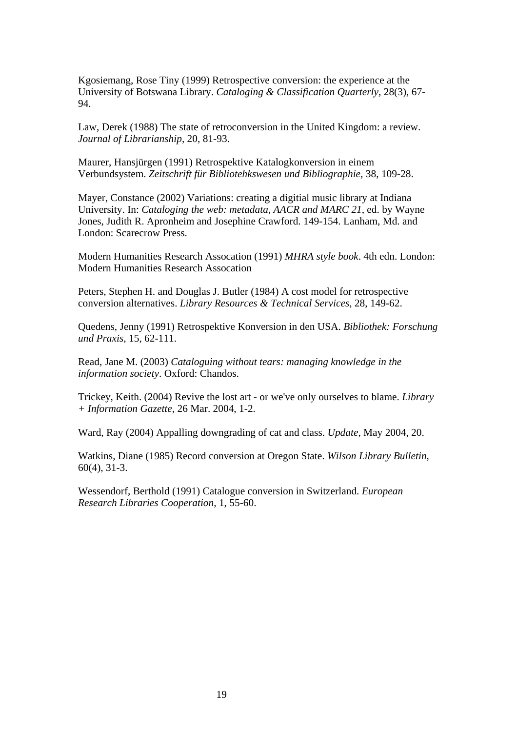Kgosiemang, Rose Tiny (1999) Retrospective conversion: the experience at the University of Botswana Library. *Cataloging & Classification Quarterly*, 28(3), 67-94.

Law, Derek (1988) The state of retroconversion in the United Kingdom: a review. *Journal of Librarianship*, 20, 81-93.

Maurer, Hansjürgen (1991) Retrospektive Katalogkonversion in einem Verbundsystem. *Zeitschrift für Bibliotehkswesen und Bibliographie*, 38, 109-28.

Mayer, Constance (2002) Variations: creating a digitial music library at Indiana University. In: *Cataloging the web: metadata, AACR and MARC 21*, ed. by Wayne Jones, Judith R. Apronheim and Josephine Crawford. 149-154. Lanham, Md. and London: Scarecrow Press.

Modern Humanities Research Assocation (1991) *MHRA style book*. 4th edn. London: Modern Humanities Research Assocation

Peters, Stephen H. and Douglas J. Butler (1984) A cost model for retrospective conversion alternatives. *Library Resources & Technical Services*, 28, 149-62.

Quedens, Jenny (1991) Retrospektive Konversion in den USA. *Bibliothek: Forschung und Praxis*, 15, 62-111.

Read, Jane M. (2003) *Cataloguing without tears: managing knowledge in the information society*. Oxford: Chandos.

Trickey, Keith. (2004) Revive the lost art - or we've only ourselves to blame. *Library + Information Gazette*, 26 Mar. 2004, 1-2.

Ward, Ray (2004) Appalling downgrading of cat and class. *Update*, May 2004, 20.

Watkins, Diane (1985) Record conversion at Oregon State. *Wilson Library Bulletin*, 60(4), 31-3.

Wessendorf, Berthold (1991) Catalogue conversion in Switzerland. *European Research Libraries Cooperation*, 1, 55-60.